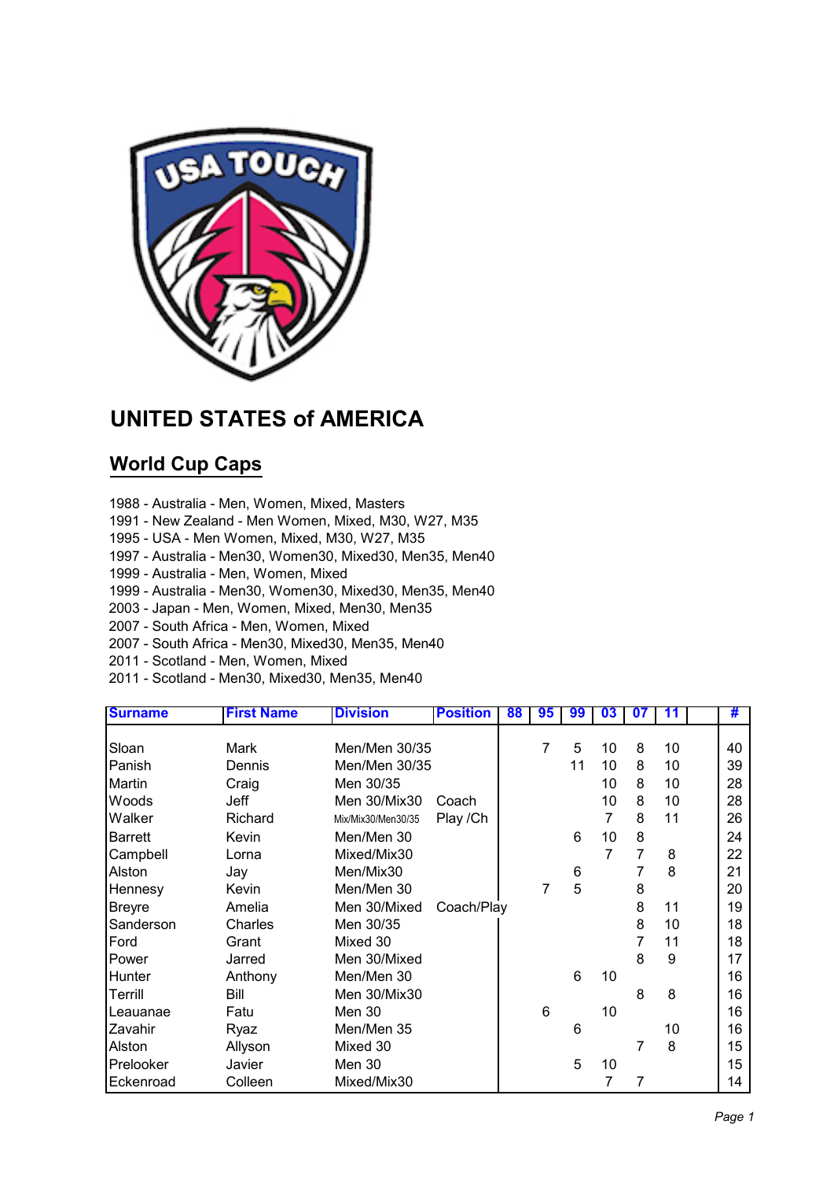# UNITED STATES of AMERICA

## World Cup Caps

1988 - Australia - Men, Women, Mixed, Masters
1991 - New Zealand - Men Women, Mixed, M30, W27, M35
1995 - USA - Men Women, Mixed, M30, W27, M35
1997 - Australia - Men30, Women30, Mixed30, Men35, Men40
1999 - Australia - Men, Women, Mixed
1999 - Australia - Men30, Women30, Mixed30, Men35, Men40
2003 - Japan - Men, Women, Mixed, Men30, Men35
2007 - South Africa - Men, Women, Mixed
2007 - South Africa - Men30, Mixed30, Men35, Men40
2011 - Scotland - Men, Women, Mixed
2011 - Scotland - Men30, Mixed30, Men35, Men40

| Surname | First Name | Division | Position | 88 | 95 | 99 | 03 | 07 | 11 | | # |
|---|---|---|---|---|---|---|---|---|---|---|---|
| Sloan | Mark | Men/Men 30/35 | | | 7 | 5 | 10 | 8 | 10 | | 40 |
| Panish | Dennis | Men/Men 30/35 | | | | 11 | 10 | 8 | 10 | | 39 |
| Martin | Craig | Men 30/35 | | | | | 10 | 8 | 10 | | 28 |
| Woods | Jeff | Men 30/Mix30 | Coach | | | | 10 | 8 | 10 | | 28 |
| Walker | Richard | Mix/Mix30/Men30/35 | Play /Ch | | | | 7 | 8 | 11 | | 26 |
| Barrett | Kevin | Men/Men 30 | | | | 6 | 10 | 8 | | | 24 |
| Campbell | Lorna | Mixed/Mix30 | | | | | 7 | 7 | 8 | | 22 |
| Alston | Jay | Men/Mix30 | | | | 6 | | 7 | 8 | | 21 |
| Hennesy | Kevin | Men/Men 30 | | | 7 | 5 | | 8 | | | 20 |
| Breyre | Amelia | Men 30/Mixed | Coach/Play | | | | | 8 | 11 | | 19 |
| Sanderson | Charles | Men 30/35 | | | | | | 8 | 10 | | 18 |
| Ford | Grant | Mixed 30 | | | | | | 7 | 11 | | 18 |
| Power | Jarred | Men 30/Mixed | | | | | | 8 | 9 | | 17 |
| Hunter | Anthony | Men/Men 30 | | | | 6 | 10 | | | | 16 |
| Terrill | Bill | Men 30/Mix30 | | | | | | 8 | 8 | | 16 |
| Leauanae | Fatu | Men 30 | | | 6 | | 10 | | | | 16 |
| Zavahir | Ryaz | Men/Men 35 | | | | 6 | | | 10 | | 16 |
| Alston | Allyson | Mixed 30 | | | | | | 7 | 8 | | 15 |
| Prelooker | Javier | Men 30 | | | | 5 | 10 | | | | 15 |
| Eckenroad | Colleen | Mixed/Mix30 | | | | | 7 | 7 | | | 14 |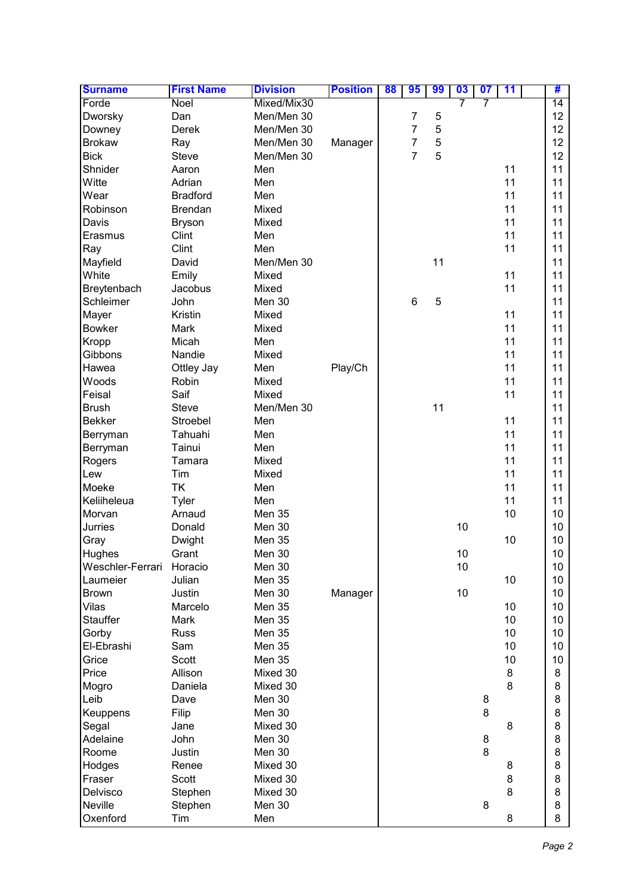| Surname | First Name | Division | Position | 88 | 95 | 99 | 03 | 07 | 11 | | # |
|---|---|---|---|---|---|---|---|---|---|---|---|
| Forde | Noel | Mixed/Mix30 | | | | | 7 | 7 | | | 14 |
| Dworsky | Dan | Men/Men 30 | | | 7 | 5 | | | | | 12 |
| Downey | Derek | Men/Men 30 | | | 7 | 5 | | | | | 12 |
| Brokaw | Ray | Men/Men 30 | Manager | | 7 | 5 | | | | | 12 |
| Bick | Steve | Men/Men 30 | | | 7 | 5 | | | | | 12 |
| Shnider | Aaron | Men | | | | | | | 11 | | 11 |
| Witte | Adrian | Men | | | | | | | 11 | | 11 |
| Wear | Bradford | Men | | | | | | | 11 | | 11 |
| Robinson | Brendan | Mixed | | | | | | | 11 | | 11 |
| Davis | Bryson | Mixed | | | | | | | 11 | | 11 |
| Erasmus | Clint | Men | | | | | | | 11 | | 11 |
| Ray | Clint | Men | | | | | | | 11 | | 11 |
| Mayfield | David | Men/Men 30 | | | | 11 | | | | | 11 |
| White | Emily | Mixed | | | | | | | 11 | | 11 |
| Breytenbach | Jacobus | Mixed | | | | | | | 11 | | 11 |
| Schleimer | John | Men 30 | | | 6 | 5 | | | | | 11 |
| Mayer | Kristin | Mixed | | | | | | | 11 | | 11 |
| Bowker | Mark | Mixed | | | | | | | 11 | | 11 |
| Kropp | Micah | Men | | | | | | | 11 | | 11 |
| Gibbons | Nandie | Mixed | | | | | | | 11 | | 11 |
| Hawea | Ottley Jay | Men | Play/Ch | | | | | | 11 | | 11 |
| Woods | Robin | Mixed | | | | | | | 11 | | 11 |
| Feisal | Saif | Mixed | | | | | | | 11 | | 11 |
| Brush | Steve | Men/Men 30 | | | | 11 | | | | | 11 |
| Bekker | Stroebel | Men | | | | | | | 11 | | 11 |
| Berryman | Tahuahi | Men | | | | | | | 11 | | 11 |
| Berryman | Tainui | Men | | | | | | | 11 | | 11 |
| Rogers | Tamara | Mixed | | | | | | | 11 | | 11 |
| Lew | Tim | Mixed | | | | | | | 11 | | 11 |
| Moeke | TK | Men | | | | | | | 11 | | 11 |
| Keliiheleua | Tyler | Men | | | | | | | 11 | | 11 |
| Morvan | Arnaud | Men 35 | | | | | | | 10 | | 10 |
| Jurries | Donald | Men 30 | | | | | 10 | | | | 10 |
| Gray | Dwight | Men 35 | | | | | | | 10 | | 10 |
| Hughes | Grant | Men 30 | | | | | 10 | | | | 10 |
| Weschler-Ferrari | Horacio | Men 30 | | | | | 10 | | | | 10 |
| Laumeier | Julian | Men 35 | | | | | | | 10 | | 10 |
| Brown | Justin | Men 30 | Manager | | | | 10 | | | | 10 |
| Vilas | Marcelo | Men 35 | | | | | | | 10 | | 10 |
| Stauffer | Mark | Men 35 | | | | | | | 10 | | 10 |
| Gorby | Russ | Men 35 | | | | | | | 10 | | 10 |
| El-Ebrashi | Sam | Men 35 | | | | | | | 10 | | 10 |
| Grice | Scott | Men 35 | | | | | | | 10 | | 10 |
| Price | Allison | Mixed 30 | | | | | | | 8 | | 8 |
| Mogro | Daniela | Mixed 30 | | | | | | | 8 | | 8 |
| Leib | Dave | Men 30 | | | | | | 8 | | | 8 |
| Keuppens | Filip | Men 30 | | | | | | 8 | | | 8 |
| Segal | Jane | Mixed 30 | | | | | | | 8 | | 8 |
| Adelaine | John | Men 30 | | | | | | 8 | | | 8 |
| Roome | Justin | Men 30 | | | | | | 8 | | | 8 |
| Hodges | Renee | Mixed 30 | | | | | | | 8 | | 8 |
| Fraser | Scott | Mixed 30 | | | | | | | 8 | | 8 |
| Delvisco | Stephen | Mixed 30 | | | | | | | 8 | | 8 |
| Neville | Stephen | Men 30 | | | | | | 8 | | | 8 |
| Oxenford | Tim | Men | | | | | | | 8 | | 8 |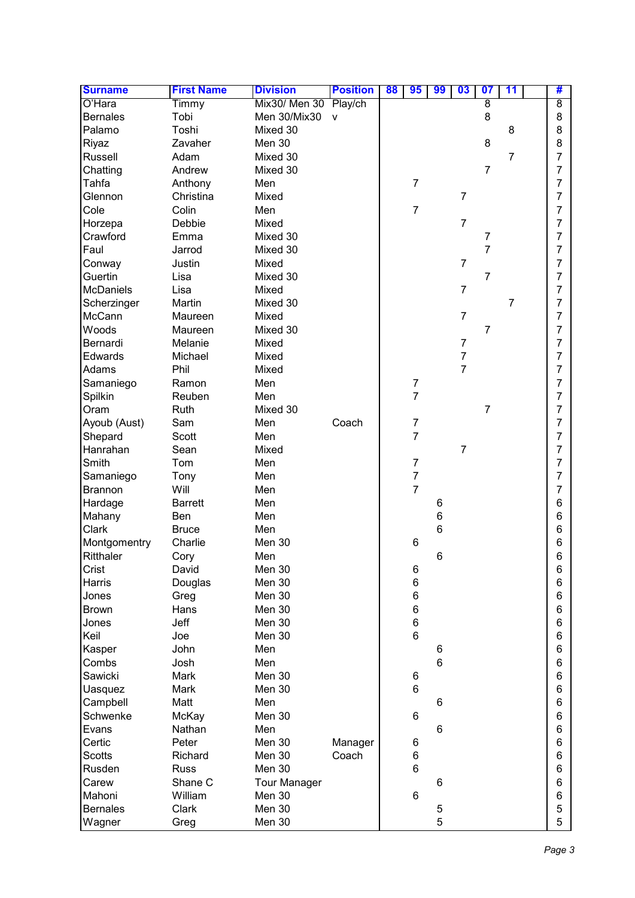| Surname | First Name | Division | Position | 88 | 95 | 99 | 03 | 07 | 11 | | # |
|---|---|---|---|---|---|---|---|---|---|---|---|
| O'Hara | Timmy | Mix30/ Men 30 | Play/ch | | | | | 8 | | | 8 |
| Bernales | Tobi | Men 30/Mix30 | v | | | | | 8 | | | 8 |
| Palamo | Toshi | Mixed 30 | | | | | | | 8 | | 8 |
| Riyaz | Zavaher | Men 30 | | | | | | 8 | | | 8 |
| Russell | Adam | Mixed 30 | | | | | | | 7 | | 7 |
| Chatting | Andrew | Mixed 30 | | | | | | 7 | | | 7 |
| Tahfa | Anthony | Men | | | 7 | | | | | | 7 |
| Glennon | Christina | Mixed | | | | | 7 | | | | 7 |
| Cole | Colin | Men | | | 7 | | | | | | 7 |
| Horzepa | Debbie | Mixed | | | | | 7 | | | | 7 |
| Crawford | Emma | Mixed 30 | | | | | | 7 | | | 7 |
| Faul | Jarrod | Mixed 30 | | | | | | 7 | | | 7 |
| Conway | Justin | Mixed | | | | | 7 | | | | 7 |
| Guertin | Lisa | Mixed 30 | | | | | | 7 | | | 7 |
| McDaniels | Lisa | Mixed | | | | | 7 | | | | 7 |
| Scherzinger | Martin | Mixed 30 | | | | | | | 7 | | 7 |
| McCann | Maureen | Mixed | | | | | 7 | | | | 7 |
| Woods | Maureen | Mixed 30 | | | | | | 7 | | | 7 |
| Bernardi | Melanie | Mixed | | | | | 7 | | | | 7 |
| Edwards | Michael | Mixed | | | | | 7 | | | | 7 |
| Adams | Phil | Mixed | | | | | 7 | | | | 7 |
| Samaniego | Ramon | Men | | | 7 | | | | | | 7 |
| Spilkin | Reuben | Men | | | 7 | | | | | | 7 |
| Oram | Ruth | Mixed 30 | | | | | | 7 | | | 7 |
| Ayoub (Aust) | Sam | Men | Coach | | 7 | | | | | | 7 |
| Shepard | Scott | Men | | | 7 | | | | | | 7 |
| Hanrahan | Sean | Mixed | | | | | 7 | | | | 7 |
| Smith | Tom | Men | | | 7 | | | | | | 7 |
| Samaniego | Tony | Men | | | 7 | | | | | | 7 |
| Brannon | Will | Men | | | 7 | | | | | | 7 |
| Hardage | Barrett | Men | | | | 6 | | | | | 6 |
| Mahany | Ben | Men | | | | 6 | | | | | 6 |
| Clark | Bruce | Men | | | | 6 | | | | | 6 |
| Montgomentry | Charlie | Men 30 | | | 6 | | | | | | 6 |
| Ritthaler | Cory | Men | | | | 6 | | | | | 6 |
| Crist | David | Men 30 | | | 6 | | | | | | 6 |
| Harris | Douglas | Men 30 | | | 6 | | | | | | 6 |
| Jones | Greg | Men 30 | | | 6 | | | | | | 6 |
| Brown | Hans | Men 30 | | | 6 | | | | | | 6 |
| Jones | Jeff | Men 30 | | | 6 | | | | | | 6 |
| Keil | Joe | Men 30 | | | 6 | | | | | | 6 |
| Kasper | John | Men | | | | 6 | | | | | 6 |
| Combs | Josh | Men | | | | 6 | | | | | 6 |
| Sawicki | Mark | Men 30 | | | 6 | | | | | | 6 |
| Uasquez | Mark | Men 30 | | | 6 | | | | | | 6 |
| Campbell | Matt | Men | | | | 6 | | | | | 6 |
| Schwenke | McKay | Men 30 | | | 6 | | | | | | 6 |
| Evans | Nathan | Men | | | | 6 | | | | | 6 |
| Certic | Peter | Men 30 | Manager | | 6 | | | | | | 6 |
| Scotts | Richard | Men 30 | Coach | | 6 | | | | | | 6 |
| Rusden | Russ | Men 30 | | | 6 | | | | | | 6 |
| Carew | Shane C | Tour Manager | | | | 6 | | | | | 6 |
| Mahoni | William | Men 30 | | | 6 | | | | | | 6 |
| Bernales | Clark | Men 30 | | | | 5 | | | | | 5 |
| Wagner | Greg | Men 30 | | | | 5 | | | | | 5 |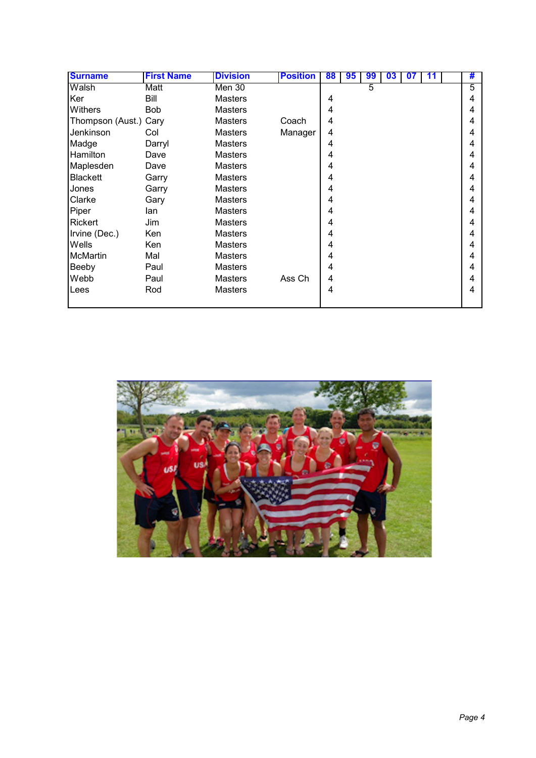| Surname | First Name | Division | Position | 88 | 95 | 99 | 03 | 07 | 11 | | # |
|---|---|---|---|---|---|---|---|---|---|---|---|
| Walsh | Matt | Men 30 | | | | 5 | | | | | 5 |
| Ker | Bill | Masters | | 4 | | | | | | | 4 |
| Withers | Bob | Masters | | 4 | | | | | | | 4 |
| Thompson (Aust.) | Cary | Masters | Coach | 4 | | | | | | | 4 |
| Jenkinson | Col | Masters | Manager | 4 | | | | | | | 4 |
| Madge | Darryl | Masters | | 4 | | | | | | | 4 |
| Hamilton | Dave | Masters | | 4 | | | | | | | 4 |
| Maplesden | Dave | Masters | | 4 | | | | | | | 4 |
| Blackett | Garry | Masters | | 4 | | | | | | | 4 |
| Jones | Garry | Masters | | 4 | | | | | | | 4 |
| Clarke | Gary | Masters | | 4 | | | | | | | 4 |
| Piper | Ian | Masters | | 4 | | | | | | | 4 |
| Rickert | Jim | Masters | | 4 | | | | | | | 4 |
| Irvine (Dec.) | Ken | Masters | | 4 | | | | | | | 4 |
| Wells | Ken | Masters | | 4 | | | | | | | 4 |
| McMartin | Mal | Masters | | 4 | | | | | | | 4 |
| Beeby | Paul | Masters | | 4 | | | | | | | 4 |
| Webb | Paul | Masters | Ass Ch | 4 | | | | | | | 4 |
| Lees | Rod | Masters | | 4 | | | | | | | 4 |